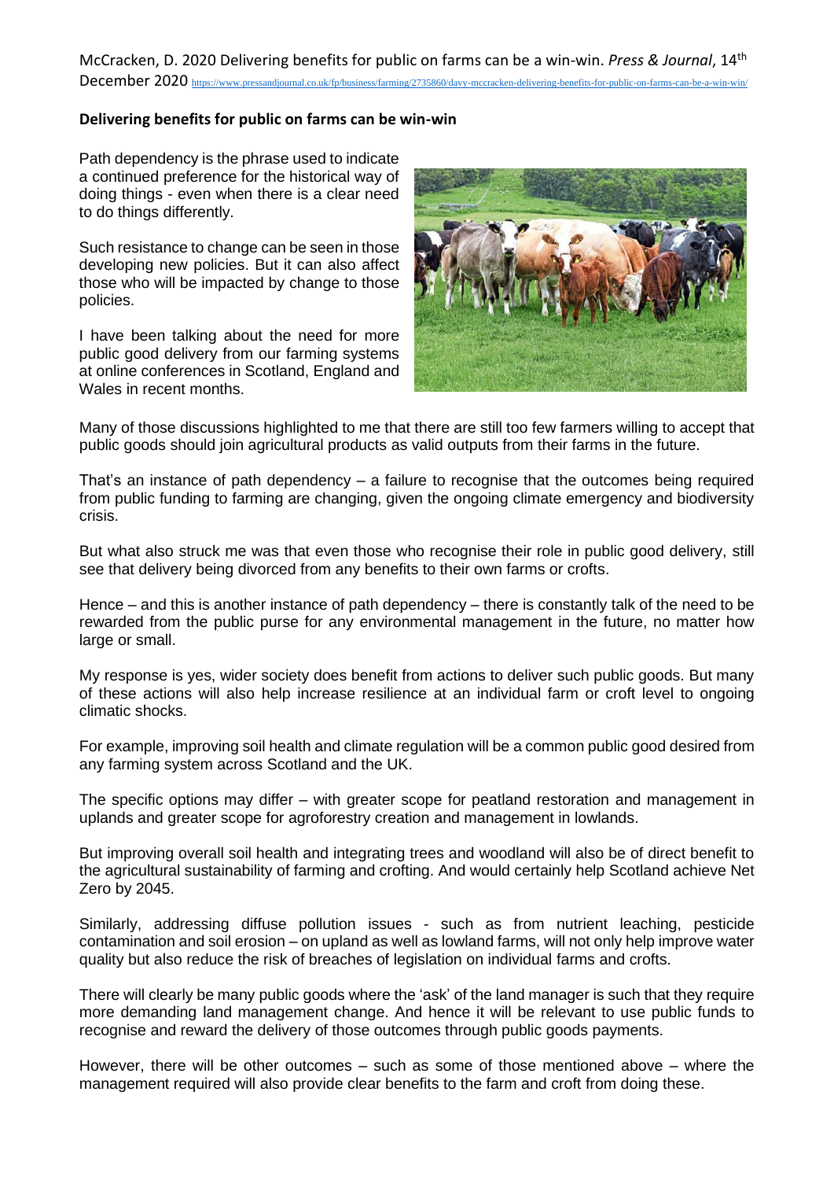McCracken, D. 2020 Delivering benefits for public on farms can be a win-win. *Press & Journal*, 14th December 2020 https://www.pressandjournal.co.uk/fp/business/farming/2735860/davy-mccracken-delivering-benefits-for-public-on-farms-can-be-a-win-win/

**Delivering benefits for public on farms can be win-win**

Path dependency is the phrase used to indicate a continued preference for the historical way of doing things - even when there is a clear need to do things differently.

Such resistance to change can be seen in those developing new policies. But it can also affect those who will be impacted by change to those policies.

I have been talking about the need for more public good delivery from our farming systems at online conferences in Scotland, England and Wales in recent months.

Many of those discussions highlighted to me that there are still too few farmers willing to accept that public goods should join agricultural products as valid outputs from their farms in the future.

That's an instance of path dependency – a failure to recognise that the outcomes being required from public funding to farming are changing, given the ongoing climate emergency and biodiversity crisis.

But what also struck me was that even those who recognise their role in public good delivery, still see that delivery being divorced from any benefits to their own farms or crofts.

Hence – and this is another instance of path dependency – there is constantly talk of the need to be rewarded from the public purse for any environmental management in the future, no matter how large or small.

My response is yes, wider society does benefit from actions to deliver such public goods. But many of these actions will also help increase resilience at an individual farm or croft level to ongoing climatic shocks.

For example, improving soil health and climate regulation will be a common public good desired from any farming system across Scotland and the UK.

The specific options may differ – with greater scope for peatland restoration and management in uplands and greater scope for agroforestry creation and management in lowlands.

But improving overall soil health and integrating trees and woodland will also be of direct benefit to the agricultural sustainability of farming and crofting. And would certainly help Scotland achieve Net Zero by 2045.

Similarly, addressing diffuse pollution issues - such as from nutrient leaching, pesticide contamination and soil erosion – on upland as well as lowland farms, will not only help improve water quality but also reduce the risk of breaches of legislation on individual farms and crofts.

There will clearly be many public goods where the 'ask' of the land manager is such that they require more demanding land management change. And hence it will be relevant to use public funds to recognise and reward the delivery of those outcomes through public goods payments.

However, there will be other outcomes – such as some of those mentioned above – where the management required will also provide clear benefits to the farm and croft from doing these.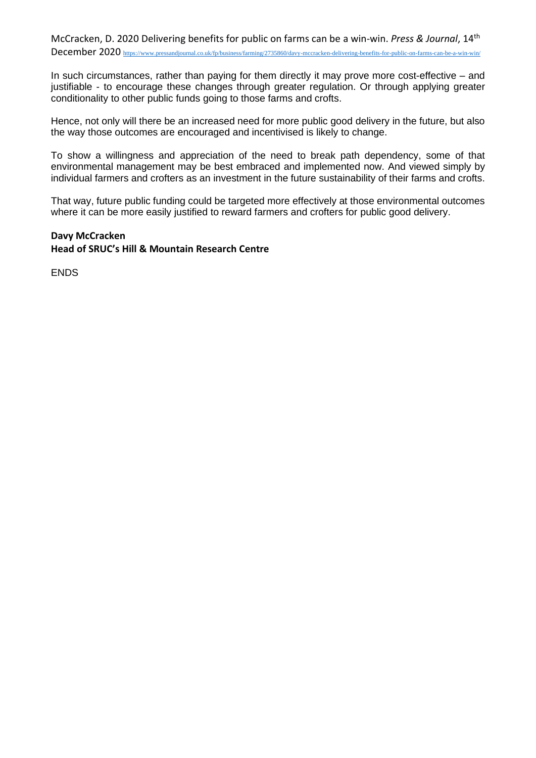McCracken, D. 2020 Delivering benefits for public on farms can be a win-win. *Press & Journal*, 14th December 2020 https://www.pressandjournal.co.uk/fp/business/farming/2735860/davy-mccracken-delivering-benefits-for-public-on-farms-can-be-a-win-win/

In such circumstances, rather than paying for them directly it may prove more cost-effective – and justifiable - to encourage these changes through greater regulation. Or through applying greater conditionality to other public funds going to those farms and crofts.

Hence, not only will there be an increased need for more public good delivery in the future, but also the way those outcomes are encouraged and incentivised is likely to change.

To show a willingness and appreciation of the need to break path dependency, some of that environmental management may be best embraced and implemented now. And viewed simply by individual farmers and crofters as an investment in the future sustainability of their farms and crofts.

That way, future public funding could be targeted more effectively at those environmental outcomes where it can be more easily justified to reward farmers and crofters for public good delivery.

**Davy McCracken**
**Head of SRUC's Hill & Mountain Research Centre**

ENDS